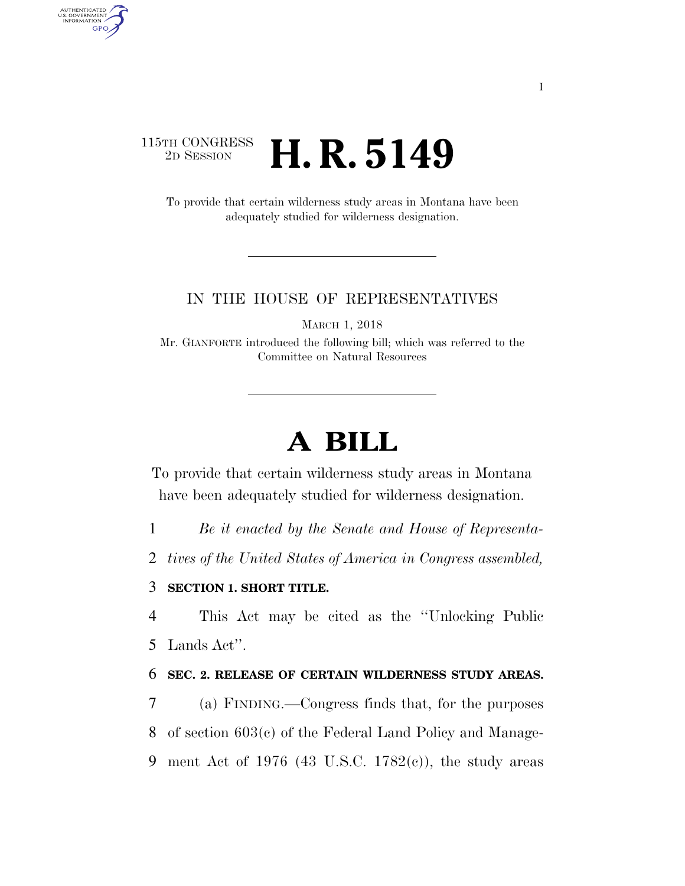115TH CONGRESS
2D SESSION

# H. R. 5149

To provide that certain wilderness study areas in Montana have been adequately studied for wilderness designation.

IN THE HOUSE OF REPRESENTATIVES

MARCH 1, 2018

Mr. GIANFORTE introduced the following bill; which was referred to the Committee on Natural Resources

# A BILL

To provide that certain wilderness study areas in Montana have been adequately studied for wilderness designation.

1 *Be it enacted by the Senate and House of Representa-*
2 *tives of the United States of America in Congress assembled,*

3 **SECTION 1. SHORT TITLE.**

4 This Act may be cited as the "Unlocking Public
5 Lands Act".

6 **SEC. 2. RELEASE OF CERTAIN WILDERNESS STUDY AREAS.**

7 (a) FINDING.—Congress finds that, for the purposes
8 of section 603(c) of the Federal Land Policy and Manage-
9 ment Act of 1976 (43 U.S.C. 1782(c)), the study areas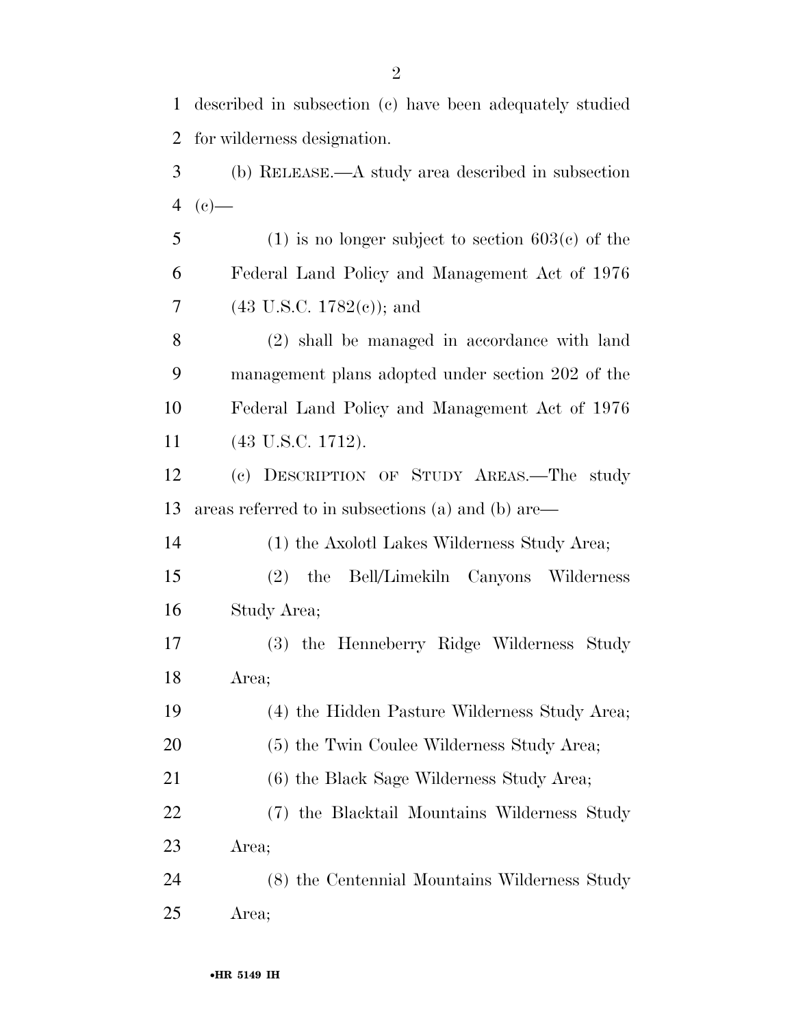described in subsection (c) have been adequately studied for wilderness designation.

(b) RELEASE.—A study area described in subsection (c)—

(1) is no longer subject to section 603(c) of the Federal Land Policy and Management Act of 1976 (43 U.S.C. 1782(c)); and

(2) shall be managed in accordance with land management plans adopted under section 202 of the Federal Land Policy and Management Act of 1976 (43 U.S.C. 1712).

(c) DESCRIPTION OF STUDY AREAS.—The study areas referred to in subsections (a) and (b) are—

(1) the Axolotl Lakes Wilderness Study Area;

(2) the Bell/Limekiln Canyons Wilderness Study Area;

(3) the Henneberry Ridge Wilderness Study Area;

(4) the Hidden Pasture Wilderness Study Area;

(5) the Twin Coulee Wilderness Study Area;

(6) the Black Sage Wilderness Study Area;

(7) the Blacktail Mountains Wilderness Study Area;

(8) the Centennial Mountains Wilderness Study Area;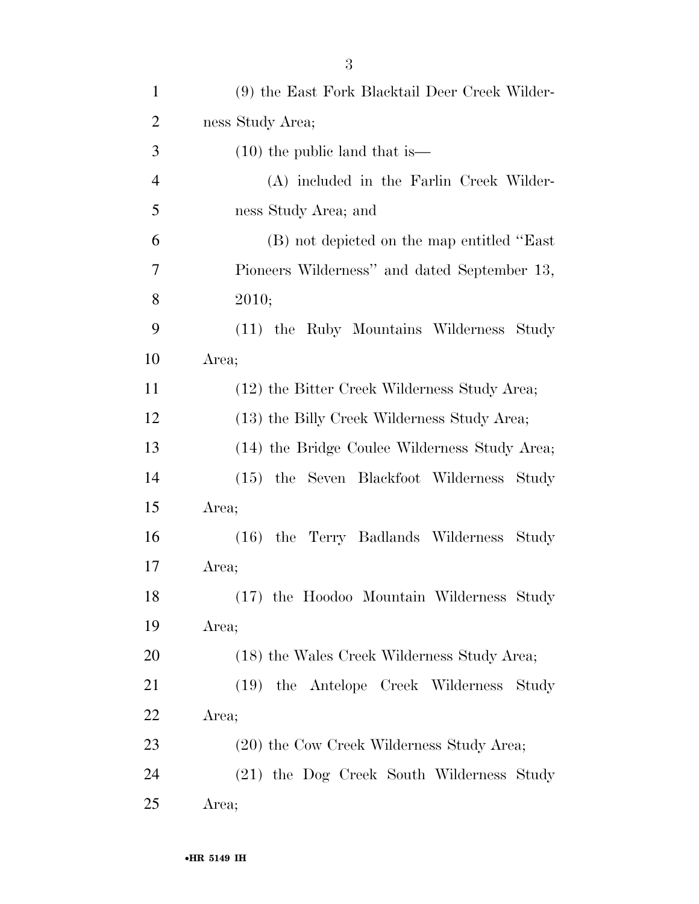(9) the East Fork Blacktail Deer Creek Wilderness Study Area;

(10) the public land that is—

(A) included in the Farlin Creek Wilderness Study Area; and

(B) not depicted on the map entitled "East Pioneers Wilderness" and dated September 13, 2010;

(11) the Ruby Mountains Wilderness Study Area;

(12) the Bitter Creek Wilderness Study Area;

(13) the Billy Creek Wilderness Study Area;

(14) the Bridge Coulee Wilderness Study Area;

(15) the Seven Blackfoot Wilderness Study Area;

(16) the Terry Badlands Wilderness Study Area;

(17) the Hoodoo Mountain Wilderness Study Area;

(18) the Wales Creek Wilderness Study Area;

(19) the Antelope Creek Wilderness Study Area;

(20) the Cow Creek Wilderness Study Area;

(21) the Dog Creek South Wilderness Study Area;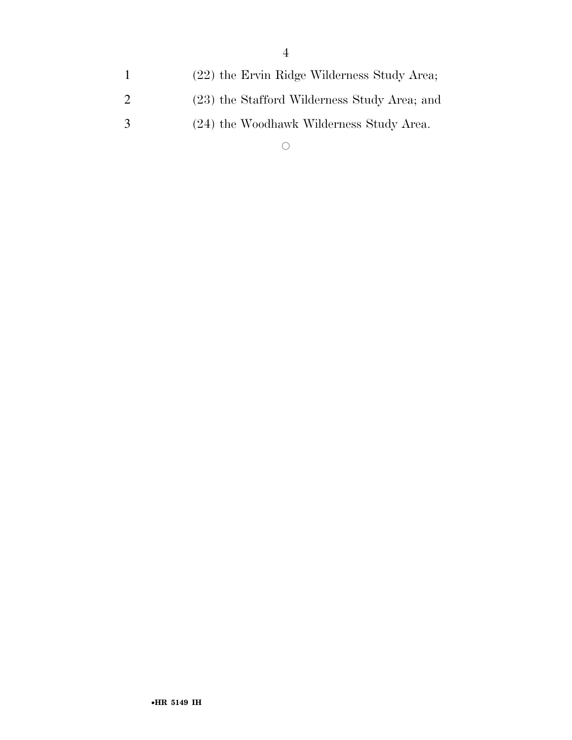(22) the Ervin Ridge Wilderness Study Area;

(23) the Stafford Wilderness Study Area; and

(24) the Woodhawk Wilderness Study Area.

○